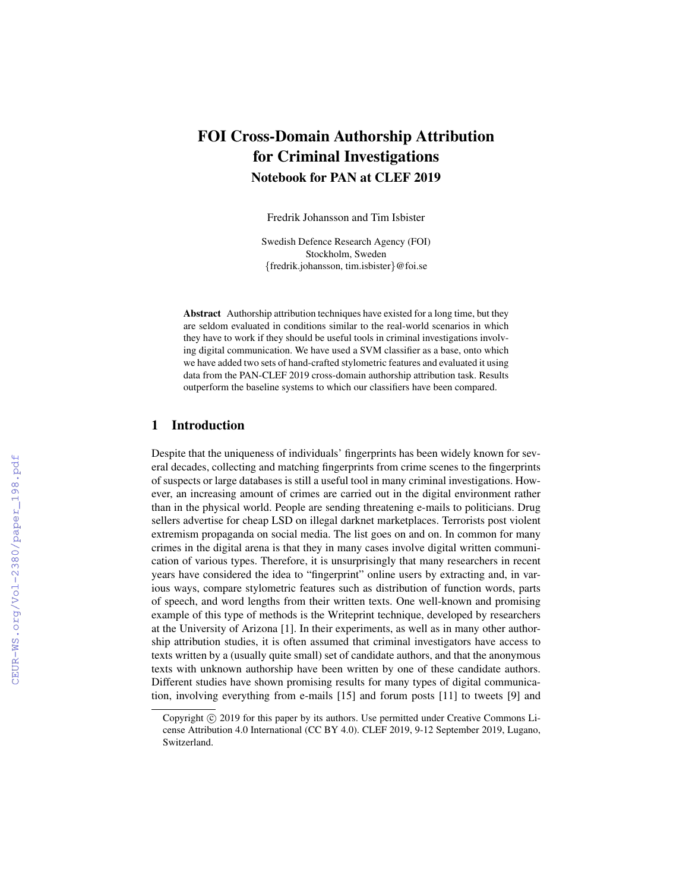# FOI Cross-Domain Authorship Attribution for Criminal Investigations

## Notebook for PAN at CLEF 2019

Fredrik Johansson and Tim Isbister

Swedish Defence Research Agency (FOI)
Stockholm, Sweden
{fredrik.johansson, tim.isbister}@foi.se

**Abstract** Authorship attribution techniques have existed for a long time, but they are seldom evaluated in conditions similar to the real-world scenarios in which they have to work if they should be useful tools in criminal investigations involving digital communication. We have used a SVM classifier as a base, onto which we have added two sets of hand-crafted stylometric features and evaluated it using data from the PAN-CLEF 2019 cross-domain authorship attribution task. Results outperform the baseline systems to which our classifiers have been compared.

## 1 Introduction

Despite that the uniqueness of individuals' fingerprints has been widely known for several decades, collecting and matching fingerprints from crime scenes to the fingerprints of suspects or large databases is still a useful tool in many criminal investigations. However, an increasing amount of crimes are carried out in the digital environment rather than in the physical world. People are sending threatening e-mails to politicians. Drug sellers advertise for cheap LSD on illegal darknet marketplaces. Terrorists post violent extremism propaganda on social media. The list goes on and on. In common for many crimes in the digital arena is that they in many cases involve digital written communication of various types. Therefore, it is unsurprisingly that many researchers in recent years have considered the idea to "fingerprint" online users by extracting and, in various ways, compare stylometric features such as distribution of function words, parts of speech, and word lengths from their written texts. One well-known and promising example of this type of methods is the Writeprint technique, developed by researchers at the University of Arizona [1]. In their experiments, as well as in many other authorship attribution studies, it is often assumed that criminal investigators have access to texts written by a (usually quite small) set of candidate authors, and that the anonymous texts with unknown authorship have been written by one of these candidate authors. Different studies have shown promising results for many types of digital communication, involving everything from e-mails [15] and forum posts [11] to tweets [9] and

Copyright © 2019 for this paper by its authors. Use permitted under Creative Commons License Attribution 4.0 International (CC BY 4.0). CLEF 2019, 9-12 September 2019, Lugano, Switzerland.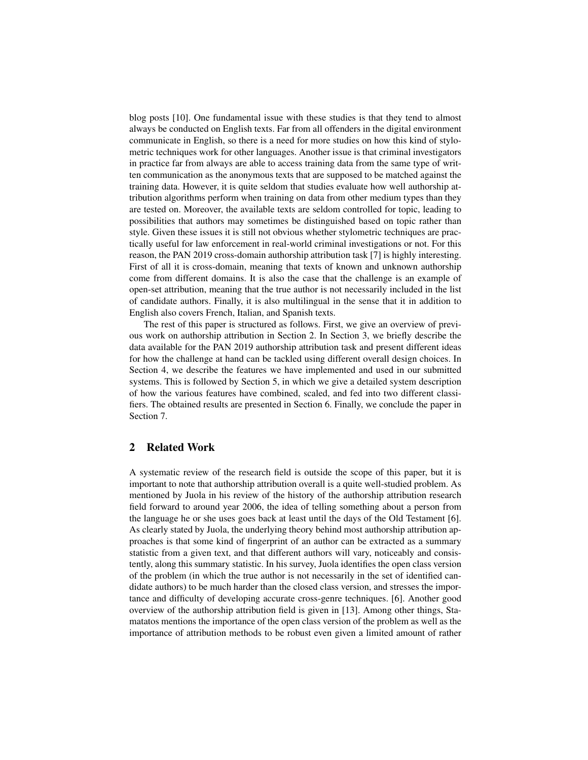blog posts [10]. One fundamental issue with these studies is that they tend to almost always be conducted on English texts. Far from all offenders in the digital environment communicate in English, so there is a need for more studies on how this kind of stylometric techniques work for other languages. Another issue is that criminal investigators in practice far from always are able to access training data from the same type of written communication as the anonymous texts that are supposed to be matched against the training data. However, it is quite seldom that studies evaluate how well authorship attribution algorithms perform when training on data from other medium types than they are tested on. Moreover, the available texts are seldom controlled for topic, leading to possibilities that authors may sometimes be distinguished based on topic rather than style. Given these issues it is still not obvious whether stylometric techniques are practically useful for law enforcement in real-world criminal investigations or not. For this reason, the PAN 2019 cross-domain authorship attribution task [7] is highly interesting. First of all it is cross-domain, meaning that texts of known and unknown authorship come from different domains. It is also the case that the challenge is an example of open-set attribution, meaning that the true author is not necessarily included in the list of candidate authors. Finally, it is also multilingual in the sense that it in addition to English also covers French, Italian, and Spanish texts.

The rest of this paper is structured as follows. First, we give an overview of previous work on authorship attribution in Section 2. In Section 3, we briefly describe the data available for the PAN 2019 authorship attribution task and present different ideas for how the challenge at hand can be tackled using different overall design choices. In Section 4, we describe the features we have implemented and used in our submitted systems. This is followed by Section 5, in which we give a detailed system description of how the various features have combined, scaled, and fed into two different classifiers. The obtained results are presented in Section 6. Finally, we conclude the paper in Section 7.

## 2 Related Work

A systematic review of the research field is outside the scope of this paper, but it is important to note that authorship attribution overall is a quite well-studied problem. As mentioned by Juola in his review of the history of the authorship attribution research field forward to around year 2006, the idea of telling something about a person from the language he or she uses goes back at least until the days of the Old Testament [6]. As clearly stated by Juola, the underlying theory behind most authorship attribution approaches is that some kind of fingerprint of an author can be extracted as a summary statistic from a given text, and that different authors will vary, noticeably and consistently, along this summary statistic. In his survey, Juola identifies the open class version of the problem (in which the true author is not necessarily in the set of identified candidate authors) to be much harder than the closed class version, and stresses the importance and difficulty of developing accurate cross-genre techniques. [6]. Another good overview of the authorship attribution field is given in [13]. Among other things, Stamatatos mentions the importance of the open class version of the problem as well as the importance of attribution methods to be robust even given a limited amount of rather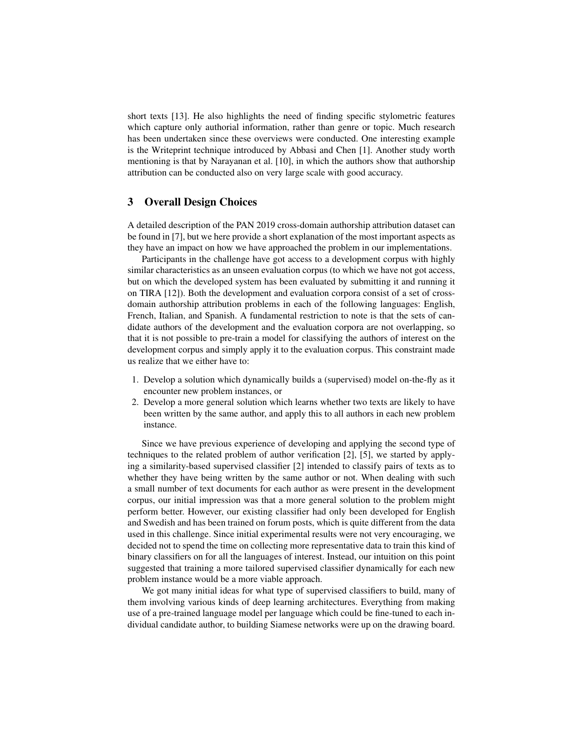short texts [13]. He also highlights the need of finding specific stylometric features which capture only authorial information, rather than genre or topic. Much research has been undertaken since these overviews were conducted. One interesting example is the Writeprint technique introduced by Abbasi and Chen [1]. Another study worth mentioning is that by Narayanan et al. [10], in which the authors show that authorship attribution can be conducted also on very large scale with good accuracy.

## 3 Overall Design Choices

A detailed description of the PAN 2019 cross-domain authorship attribution dataset can be found in [7], but we here provide a short explanation of the most important aspects as they have an impact on how we have approached the problem in our implementations.

Participants in the challenge have got access to a development corpus with highly similar characteristics as an unseen evaluation corpus (to which we have not got access, but on which the developed system has been evaluated by submitting it and running it on TIRA [12]). Both the development and evaluation corpora consist of a set of cross-domain authorship attribution problems in each of the following languages: English, French, Italian, and Spanish. A fundamental restriction to note is that the sets of candidate authors of the development and the evaluation corpora are not overlapping, so that it is not possible to pre-train a model for classifying the authors of interest on the development corpus and simply apply it to the evaluation corpus. This constraint made us realize that we either have to:

1. Develop a solution which dynamically builds a (supervised) model on-the-fly as it encounter new problem instances, or
2. Develop a more general solution which learns whether two texts are likely to have been written by the same author, and apply this to all authors in each new problem instance.

Since we have previous experience of developing and applying the second type of techniques to the related problem of author verification [2], [5], we started by applying a similarity-based supervised classifier [2] intended to classify pairs of texts as to whether they have being written by the same author or not. When dealing with such a small number of text documents for each author as were present in the development corpus, our initial impression was that a more general solution to the problem might perform better. However, our existing classifier had only been developed for English and Swedish and has been trained on forum posts, which is quite different from the data used in this challenge. Since initial experimental results were not very encouraging, we decided not to spend the time on collecting more representative data to train this kind of binary classifiers on for all the languages of interest. Instead, our intuition on this point suggested that training a more tailored supervised classifier dynamically for each new problem instance would be a more viable approach.

We got many initial ideas for what type of supervised classifiers to build, many of them involving various kinds of deep learning architectures. Everything from making use of a pre-trained language model per language which could be fine-tuned to each individual candidate author, to building Siamese networks were up on the drawing board.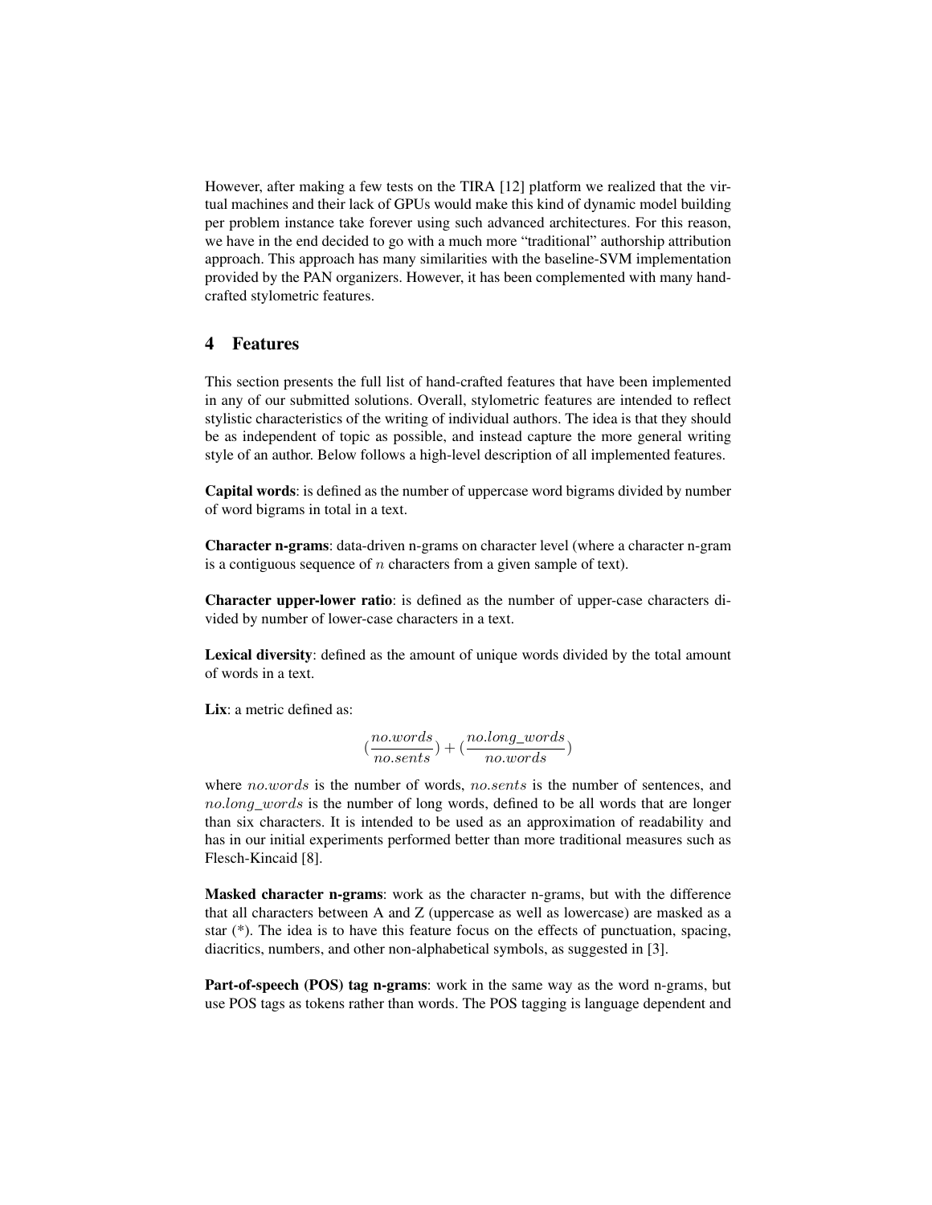However, after making a few tests on the TIRA [12] platform we realized that the virtual machines and their lack of GPUs would make this kind of dynamic model building per problem instance take forever using such advanced architectures. For this reason, we have in the end decided to go with a much more "traditional" authorship attribution approach. This approach has many similarities with the baseline-SVM implementation provided by the PAN organizers. However, it has been complemented with many hand-crafted stylometric features.

## 4 Features

This section presents the full list of hand-crafted features that have been implemented in any of our submitted solutions. Overall, stylometric features are intended to reflect stylistic characteristics of the writing of individual authors. The idea is that they should be as independent of topic as possible, and instead capture the more general writing style of an author. Below follows a high-level description of all implemented features.

**Capital words**: is defined as the number of uppercase word bigrams divided by number of word bigrams in total in a text.

**Character n-grams**: data-driven n-grams on character level (where a character n-gram is a contiguous sequence of $n$ characters from a given sample of text).

**Character upper-lower ratio**: is defined as the number of upper-case characters divided by number of lower-case characters in a text.

**Lexical diversity**: defined as the amount of unique words divided by the total amount of words in a text.

**Lix**: a metric defined as:

$$(\frac{no.words}{no.sents}) + (\frac{no.long\_words}{no.words})$$

where $no.words$ is the number of words, $no.sents$ is the number of sentences, and $no.long\_words$ is the number of long words, defined to be all words that are longer than six characters. It is intended to be used as an approximation of readability and has in our initial experiments performed better than more traditional measures such as Flesch-Kincaid [8].

**Masked character n-grams**: work as the character n-grams, but with the difference that all characters between A and Z (uppercase as well as lowercase) are masked as a star (*). The idea is to have this feature focus on the effects of punctuation, spacing, diacritics, numbers, and other non-alphabetical symbols, as suggested in [3].

**Part-of-speech (POS) tag n-grams**: work in the same way as the word n-grams, but use POS tags as tokens rather than words. The POS tagging is language dependent and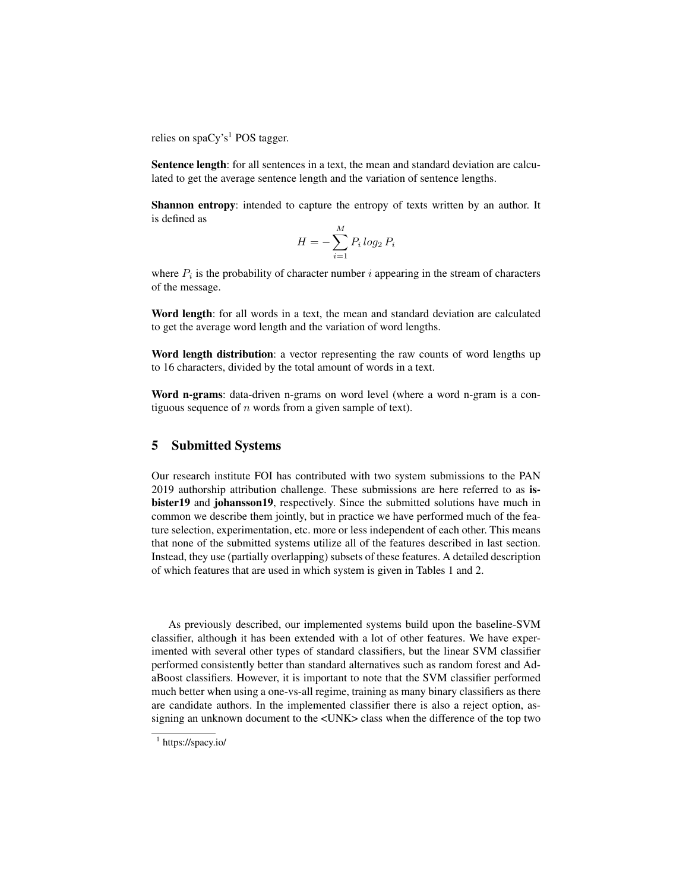relies on spaCy's[1] POS tagger.

**Sentence length**: for all sentences in a text, the mean and standard deviation are calculated to get the average sentence length and the variation of sentence lengths.

**Shannon entropy**: intended to capture the entropy of texts written by an author. It is defined as

$$H = -\sum_{i=1}^{M} P_i \, log_2 \, P_i$$

where $P_i$ is the probability of character number $i$ appearing in the stream of characters of the message.

**Word length**: for all words in a text, the mean and standard deviation are calculated to get the average word length and the variation of word lengths.

**Word length distribution**: a vector representing the raw counts of word lengths up to 16 characters, divided by the total amount of words in a text.

**Word n-grams**: data-driven n-grams on word level (where a word n-gram is a contiguous sequence of $n$ words from a given sample of text).

## 5 Submitted Systems

Our research institute FOI has contributed with two system submissions to the PAN 2019 authorship attribution challenge. These submissions are here referred to as **isbister19** and **johansson19**, respectively. Since the submitted solutions have much in common we describe them jointly, but in practice we have performed much of the feature selection, experimentation, etc. more or less independent of each other. This means that none of the submitted systems utilize all of the features described in last section. Instead, they use (partially overlapping) subsets of these features. A detailed description of which features that are used in which system is given in Tables 1 and 2.

As previously described, our implemented systems build upon the baseline-SVM classifier, although it has been extended with a lot of other features. We have experimented with several other types of standard classifiers, but the linear SVM classifier performed consistently better than standard alternatives such as random forest and AdaBoost classifiers. However, it is important to note that the SVM classifier performed much better when using a one-vs-all regime, training as many binary classifiers as there are candidate authors. In the implemented classifier there is also a reject option, assigning an unknown document to the <UNK> class when the difference of the top two

[1] https://spacy.io/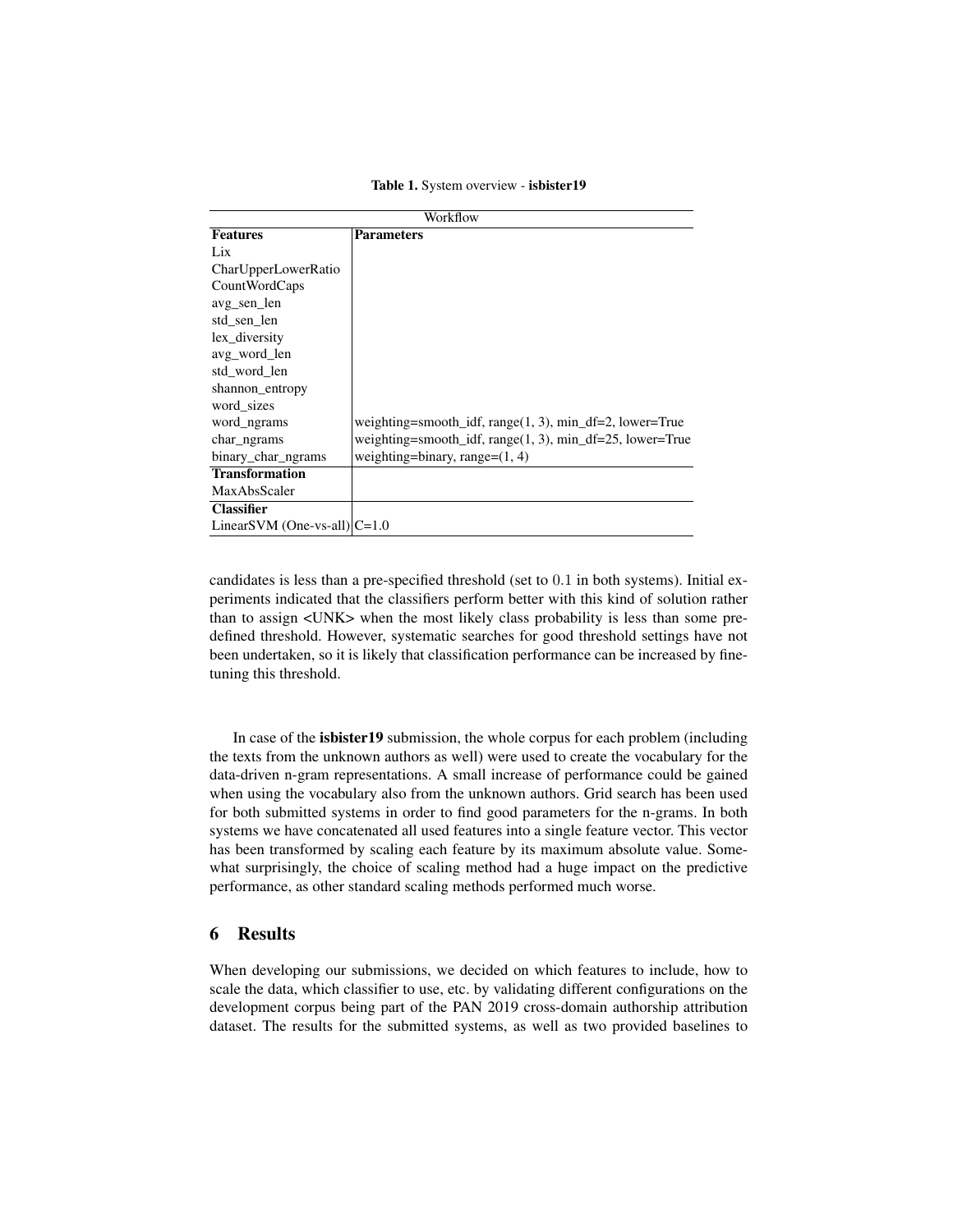**Table 1.** System overview - **isbister19**

| Workflow | |
|---|---|
| **Features** | **Parameters** |
| Lix | |
| CharUpperLowerRatio | |
| CountWordCaps | |
| avg_sen_len | |
| std_sen_len | |
| lex_diversity | |
| avg_word_len | |
| std_word_len | |
| shannon_entropy | |
| word_sizes | |
| word_ngrams | weighting=smooth_idf, range(1, 3), min_df=2, lower=True |
| char_ngrams | weighting=smooth_idf, range(1, 3), min_df=25, lower=True |
| binary_char_ngrams | weighting=binary, range=(1, 4) |
| **Transformation** | |
| MaxAbsScaler | |
| **Classifier** | |
| LinearSVM (One-vs-all) | C=1.0 |

candidates is less than a pre-specified threshold (set to $0.1$ in both systems). Initial experiments indicated that the classifiers perform better with this kind of solution rather than to assign <UNK> when the most likely class probability is less than some predefined threshold. However, systematic searches for good threshold settings have not been undertaken, so it is likely that classification performance can be increased by fine-tuning this threshold.

In case of the **isbister19** submission, the whole corpus for each problem (including the texts from the unknown authors as well) were used to create the vocabulary for the data-driven n-gram representations. A small increase of performance could be gained when using the vocabulary also from the unknown authors. Grid search has been used for both submitted systems in order to find good parameters for the n-grams. In both systems we have concatenated all used features into a single feature vector. This vector has been transformed by scaling each feature by its maximum absolute value. Somewhat surprisingly, the choice of scaling method had a huge impact on the predictive performance, as other standard scaling methods performed much worse.

## 6 Results

When developing our submissions, we decided on which features to include, how to scale the data, which classifier to use, etc. by validating different configurations on the development corpus being part of the PAN 2019 cross-domain authorship attribution dataset. The results for the submitted systems, as well as two provided baselines to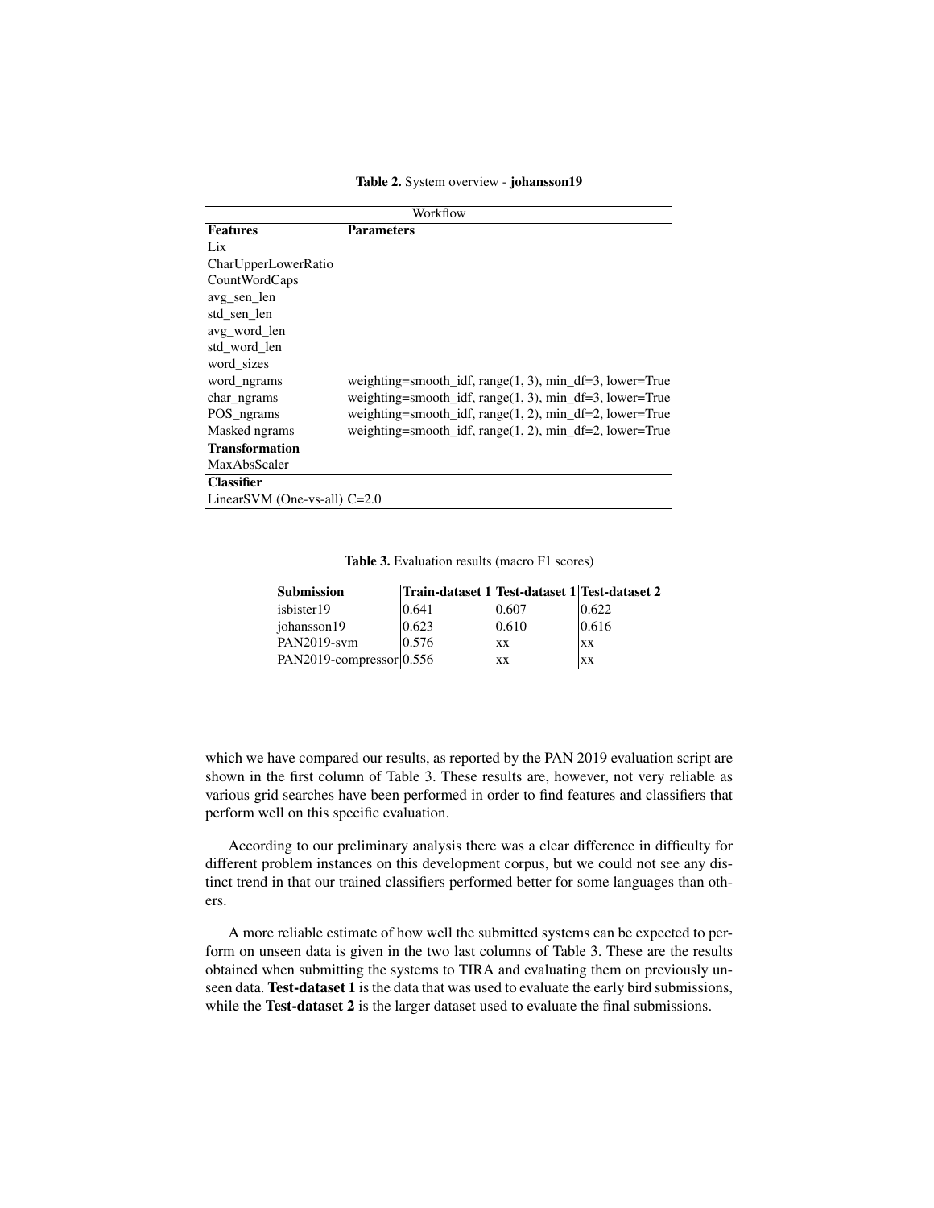**Table 2.** System overview - **johansson19**

| Workflow | |
|---|---|
| **Features** | **Parameters** |
| Lix | |
| CharUpperLowerRatio | |
| CountWordCaps | |
| avg_sen_len | |
| std_sen_len | |
| avg_word_len | |
| std_word_len | |
| word_sizes | |
| word_ngrams | weighting=smooth_idf, range(1, 3), min_df=3, lower=True |
| char_ngrams | weighting=smooth_idf, range(1, 3), min_df=3, lower=True |
| POS_ngrams | weighting=smooth_idf, range(1, 2), min_df=2, lower=True |
| Masked ngrams | weighting=smooth_idf, range(1, 2), min_df=2, lower=True |
| **Transformation** | |
| MaxAbsScaler | |
| **Classifier** | |
| LinearSVM (One-vs-all) | C=2.0 |

**Table 3.** Evaluation results (macro F1 scores)

| Submission | Train-dataset 1 | Test-dataset 1 | Test-dataset 2 |
|---|---|---|---|
| isbister19 | 0.641 | 0.607 | 0.622 |
| johansson19 | 0.623 | 0.610 | 0.616 |
| PAN2019-svm | 0.576 | xx | xx |
| PAN2019-compressor | 0.556 | xx | xx |

which we have compared our results, as reported by the PAN 2019 evaluation script are shown in the first column of Table 3. These results are, however, not very reliable as various grid searches have been performed in order to find features and classifiers that perform well on this specific evaluation.

According to our preliminary analysis there was a clear difference in difficulty for different problem instances on this development corpus, but we could not see any distinct trend in that our trained classifiers performed better for some languages than others.

A more reliable estimate of how well the submitted systems can be expected to perform on unseen data is given in the two last columns of Table 3. These are the results obtained when submitting the systems to TIRA and evaluating them on previously unseen data. **Test-dataset 1** is the data that was used to evaluate the early bird submissions, while the **Test-dataset 2** is the larger dataset used to evaluate the final submissions.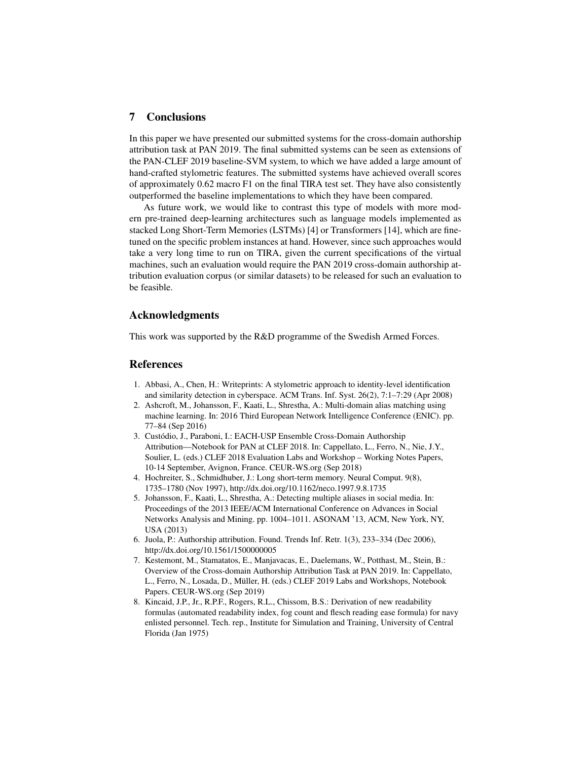## 7 Conclusions

In this paper we have presented our submitted systems for the cross-domain authorship attribution task at PAN 2019. The final submitted systems can be seen as extensions of the PAN-CLEF 2019 baseline-SVM system, to which we have added a large amount of hand-crafted stylometric features. The submitted systems have achieved overall scores of approximately 0.62 macro F1 on the final TIRA test set. They have also consistently outperformed the baseline implementations to which they have been compared.

As future work, we would like to contrast this type of models with more modern pre-trained deep-learning architectures such as language models implemented as stacked Long Short-Term Memories (LSTMs) [4] or Transformers [14], which are fine-tuned on the specific problem instances at hand. However, since such approaches would take a very long time to run on TIRA, given the current specifications of the virtual machines, such an evaluation would require the PAN 2019 cross-domain authorship attribution evaluation corpus (or similar datasets) to be released for such an evaluation to be feasible.

## Acknowledgments

This work was supported by the R&D programme of the Swedish Armed Forces.

## References

1. Abbasi, A., Chen, H.: Writeprints: A stylometric approach to identity-level identification and similarity detection in cyberspace. ACM Trans. Inf. Syst. 26(2), 7:1–7:29 (Apr 2008)
2. Ashcroft, M., Johansson, F., Kaati, L., Shrestha, A.: Multi-domain alias matching using machine learning. In: 2016 Third European Network Intelligence Conference (ENIC). pp. 77–84 (Sep 2016)
3. Custódio, J., Paraboni, I.: EACH-USP Ensemble Cross-Domain Authorship Attribution—Notebook for PAN at CLEF 2018. In: Cappellato, L., Ferro, N., Nie, J.Y., Soulier, L. (eds.) CLEF 2018 Evaluation Labs and Workshop – Working Notes Papers, 10-14 September, Avignon, France. CEUR-WS.org (Sep 2018)
4. Hochreiter, S., Schmidhuber, J.: Long short-term memory. Neural Comput. 9(8), 1735–1780 (Nov 1997), http://dx.doi.org/10.1162/neco.1997.9.8.1735
5. Johansson, F., Kaati, L., Shrestha, A.: Detecting multiple aliases in social media. In: Proceedings of the 2013 IEEE/ACM International Conference on Advances in Social Networks Analysis and Mining. pp. 1004–1011. ASONAM '13, ACM, New York, NY, USA (2013)
6. Juola, P.: Authorship attribution. Found. Trends Inf. Retr. 1(3), 233–334 (Dec 2006), http://dx.doi.org/10.1561/1500000005
7. Kestemont, M., Stamatatos, E., Manjavacas, E., Daelemans, W., Potthast, M., Stein, B.: Overview of the Cross-domain Authorship Attribution Task at PAN 2019. In: Cappellato, L., Ferro, N., Losada, D., Müller, H. (eds.) CLEF 2019 Labs and Workshops, Notebook Papers. CEUR-WS.org (Sep 2019)
8. Kincaid, J.P., Jr., R.P.F., Rogers, R.L., Chissom, B.S.: Derivation of new readability formulas (automated readability index, fog count and flesch reading ease formula) for navy enlisted personnel. Tech. rep., Institute for Simulation and Training, University of Central Florida (Jan 1975)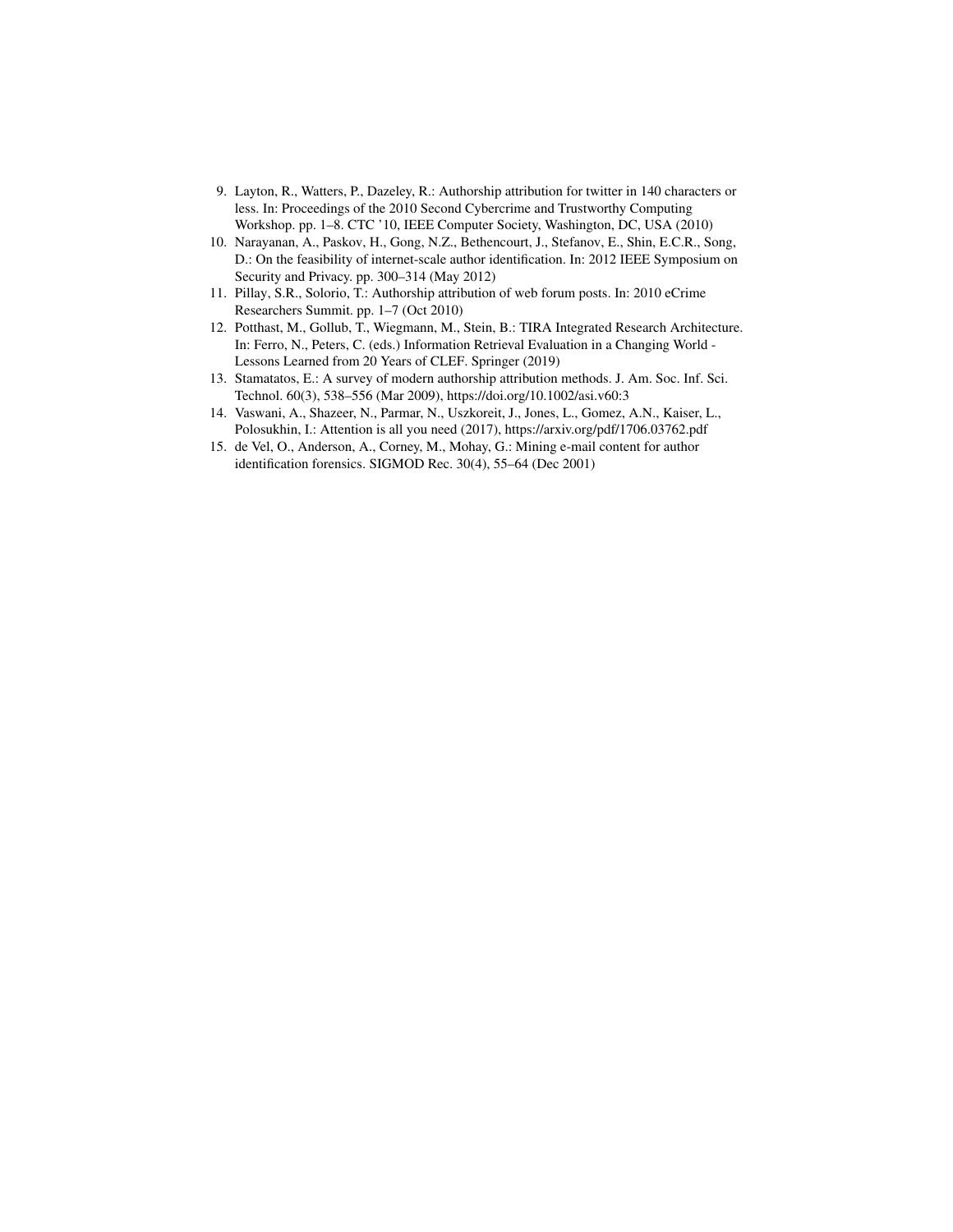9. Layton, R., Watters, P., Dazeley, R.: Authorship attribution for twitter in 140 characters or less. In: Proceedings of the 2010 Second Cybercrime and Trustworthy Computing Workshop. pp. 1–8. CTC '10, IEEE Computer Society, Washington, DC, USA (2010)
10. Narayanan, A., Paskov, H., Gong, N.Z., Bethencourt, J., Stefanov, E., Shin, E.C.R., Song, D.: On the feasibility of internet-scale author identification. In: 2012 IEEE Symposium on Security and Privacy. pp. 300–314 (May 2012)
11. Pillay, S.R., Solorio, T.: Authorship attribution of web forum posts. In: 2010 eCrime Researchers Summit. pp. 1–7 (Oct 2010)
12. Potthast, M., Gollub, T., Wiegmann, M., Stein, B.: TIRA Integrated Research Architecture. In: Ferro, N., Peters, C. (eds.) Information Retrieval Evaluation in a Changing World - Lessons Learned from 20 Years of CLEF. Springer (2019)
13. Stamatatos, E.: A survey of modern authorship attribution methods. J. Am. Soc. Inf. Sci. Technol. 60(3), 538–556 (Mar 2009), https://doi.org/10.1002/asi.v60:3
14. Vaswani, A., Shazeer, N., Parmar, N., Uszkoreit, J., Jones, L., Gomez, A.N., Kaiser, L., Polosukhin, I.: Attention is all you need (2017), https://arxiv.org/pdf/1706.03762.pdf
15. de Vel, O., Anderson, A., Corney, M., Mohay, G.: Mining e-mail content for author identification forensics. SIGMOD Rec. 30(4), 55–64 (Dec 2001)